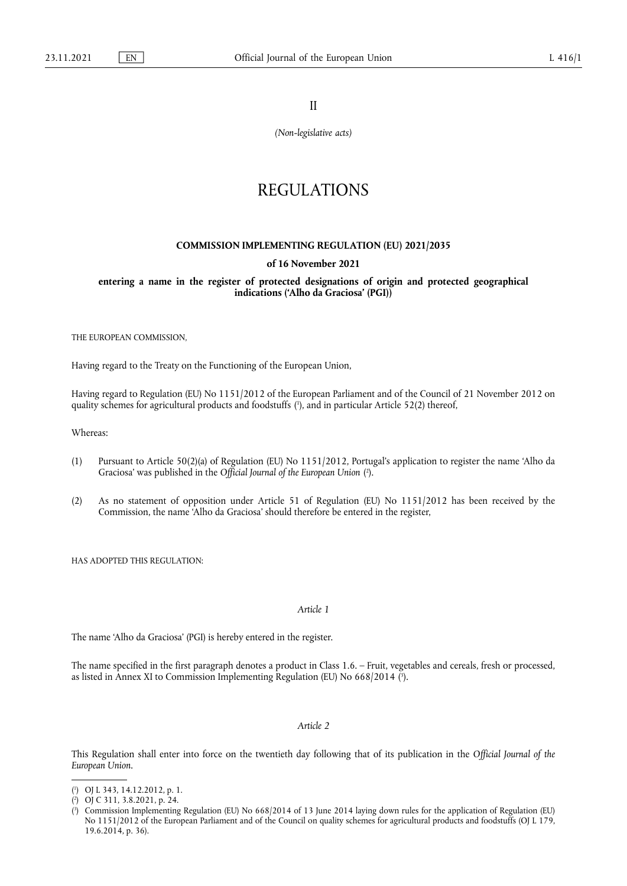II

*(Non-legislative acts)*

# REGULATIONS

## COMMISSION IMPLEMENTING REGULATION (EU) 2021/2035

### of 16 November 2021

### entering a name in the register of protected designations of origin and protected geographical indications ('Alho da Graciosa' (PGI))

THE EUROPEAN COMMISSION,

Having regard to the Treaty on the Functioning of the European Union,

Having regard to Regulation (EU) No 1151/2012 of the European Parliament and of the Council of 21 November 2012 on quality schemes for agricultural products and foodstuffs ([1]), and in particular Article 52(2) thereof,

Whereas:

(1) Pursuant to Article 50(2)(a) of Regulation (EU) No 1151/2012, Portugal's application to register the name 'Alho da Graciosa' was published in the *Official Journal of the European Union* ([2]).

(2) As no statement of opposition under Article 51 of Regulation (EU) No 1151/2012 has been received by the Commission, the name 'Alho da Graciosa' should therefore be entered in the register,

HAS ADOPTED THIS REGULATION:

*Article 1*

The name 'Alho da Graciosa' (PGI) is hereby entered in the register.

The name specified in the first paragraph denotes a product in Class 1.6. – Fruit, vegetables and cereals, fresh or processed, as listed in Annex XI to Commission Implementing Regulation (EU) No 668/2014 ([3]).

*Article 2*

This Regulation shall enter into force on the twentieth day following that of its publication in the *Official Journal of the European Union*.

---

([1]) OJ L 343, 14.12.2012, p. 1.

([2]) OJ C 311, 3.8.2021, p. 24.

([3]) Commission Implementing Regulation (EU) No 668/2014 of 13 June 2014 laying down rules for the application of Regulation (EU) No 1151/2012 of the European Parliament and of the Council on quality schemes for agricultural products and foodstuffs (OJ L 179, 19.6.2014, p. 36).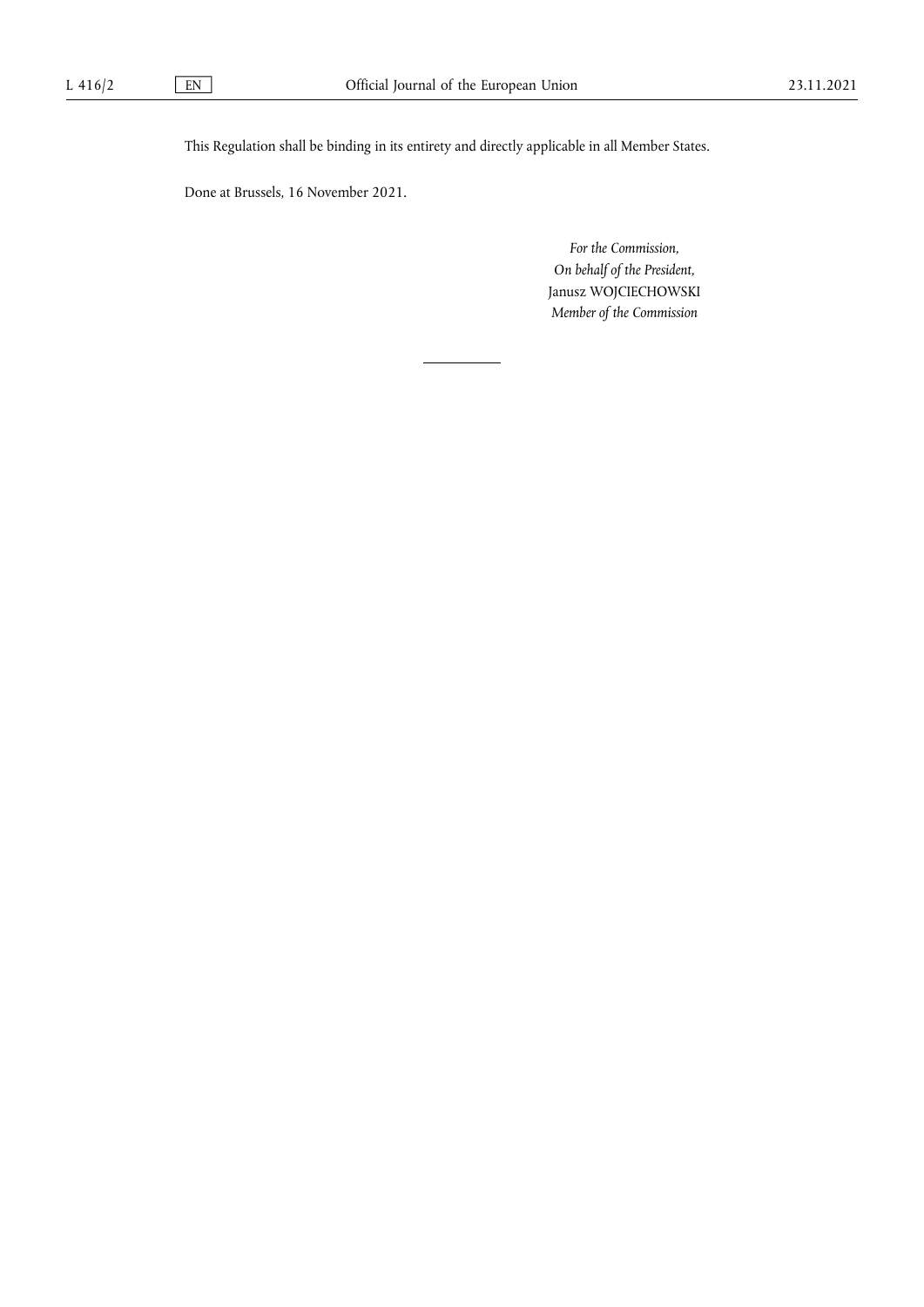This Regulation shall be binding in its entirety and directly applicable in all Member States.

Done at Brussels, 16 November 2021.

*For the Commission,*  
*On behalf of the President,*  
Janusz WOJCIECHOWSKI  
*Member of the Commission*